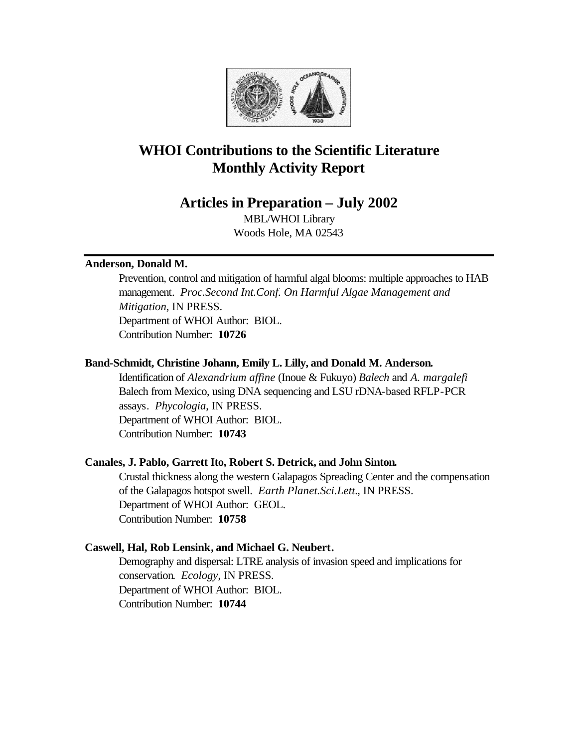# WHOI Contributions to the Scientific Literature Monthly Activity Report

## Articles in Preparation – July 2002

MBL/WHOI Library
Woods Hole, MA 02543

---

**Anderson, Donald M.**

Prevention, control and mitigation of harmful algal blooms: multiple approaches to HAB management. *Proc.Second Int.Conf. On Harmful Algae Management and Mitigation*, IN PRESS.
Department of WHOI Author: BIOL.
Contribution Number: **10726**

**Band-Schmidt, Christine Johann, Emily L. Lilly, and Donald M. Anderson.**

Identification of *Alexandrium affine* (Inoue & Fukuyo) *Balech* and *A. margalefi* Balech from Mexico, using DNA sequencing and LSU rDNA-based RFLP-PCR assays. *Phycologia*, IN PRESS.
Department of WHOI Author: BIOL.
Contribution Number: **10743**

**Canales, J. Pablo, Garrett Ito, Robert S. Detrick, and John Sinton.**

Crustal thickness along the western Galapagos Spreading Center and the compensation of the Galapagos hotspot swell. *Earth Planet.Sci.Lett.*, IN PRESS.
Department of WHOI Author: GEOL.
Contribution Number: **10758**

**Caswell, Hal, Rob Lensink, and Michael G. Neubert.**

Demography and dispersal: LTRE analysis of invasion speed and implications for conservation. *Ecology*, IN PRESS.
Department of WHOI Author: BIOL.
Contribution Number: **10744**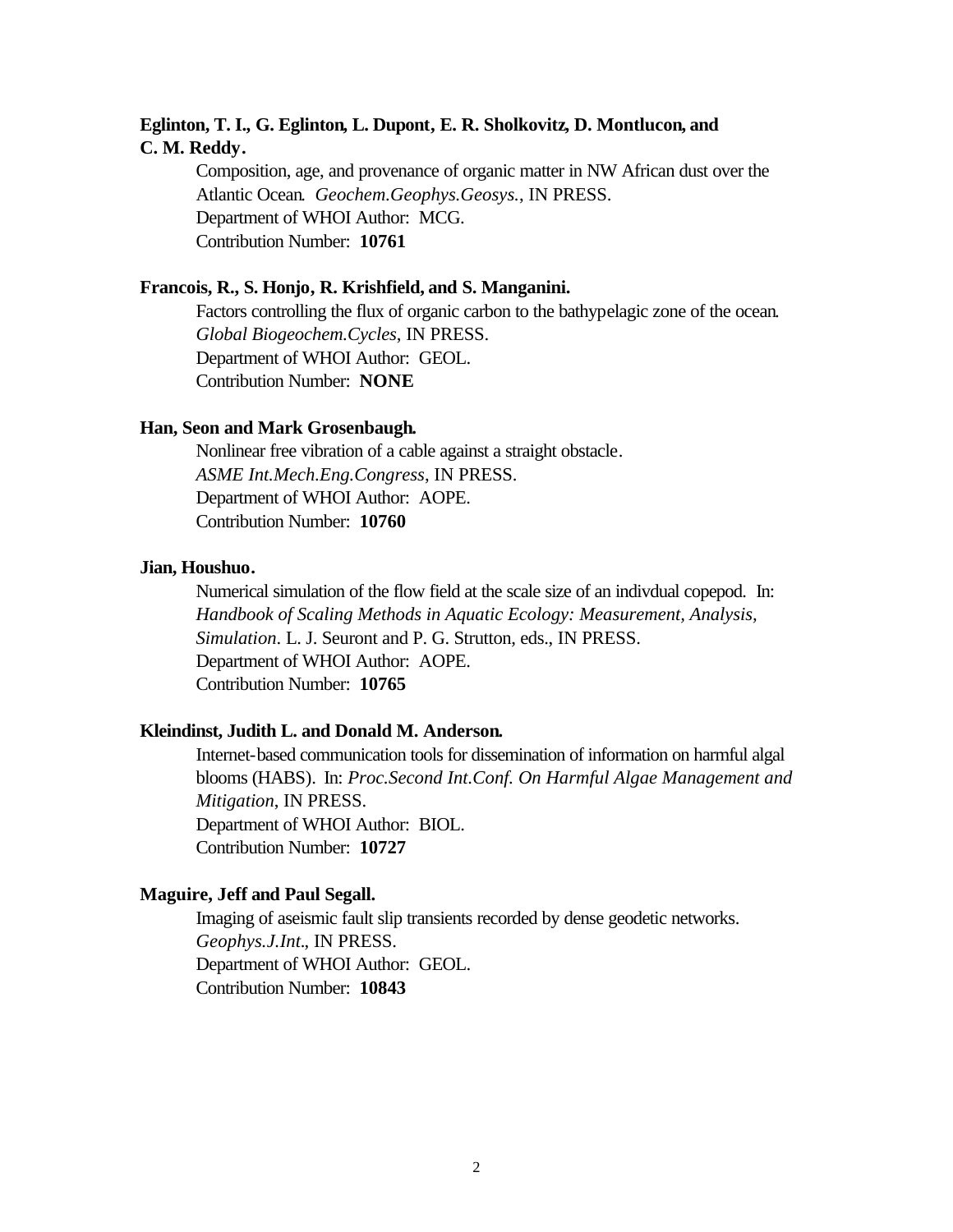**Eglinton, T. I., G. Eglinton, L. Dupont, E. R. Sholkovitz, D. Montlucon, and C. M. Reddy.**

Composition, age, and provenance of organic matter in NW African dust over the Atlantic Ocean. *Geochem.Geophys.Geosys.*, IN PRESS.
Department of WHOI Author: MCG.
Contribution Number: **10761**

**Francois, R., S. Honjo, R. Krishfield, and S. Manganini.**

Factors controlling the flux of organic carbon to the bathypelagic zone of the ocean. *Global Biogeochem.Cycles*, IN PRESS.
Department of WHOI Author: GEOL.
Contribution Number: **NONE**

**Han, Seon and Mark Grosenbaugh.**

Nonlinear free vibration of a cable against a straight obstacle. *ASME Int.Mech.Eng.Congress*, IN PRESS.
Department of WHOI Author: AOPE.
Contribution Number: **10760**

**Jian, Houshuo.**

Numerical simulation of the flow field at the scale size of an indivdual copepod. In: *Handbook of Scaling Methods in Aquatic Ecology: Measurement, Analysis, Simulation*. L. J. Seuront and P. G. Strutton, eds., IN PRESS.
Department of WHOI Author: AOPE.
Contribution Number: **10765**

**Kleindinst, Judith L. and Donald M. Anderson.**

Internet-based communication tools for dissemination of information on harmful algal blooms (HABS). In: *Proc.Second Int.Conf. On Harmful Algae Management and Mitigation*, IN PRESS.
Department of WHOI Author: BIOL.
Contribution Number: **10727**

**Maguire, Jeff and Paul Segall.**

Imaging of aseismic fault slip transients recorded by dense geodetic networks. *Geophys.J.Int.*, IN PRESS.
Department of WHOI Author: GEOL.
Contribution Number: **10843**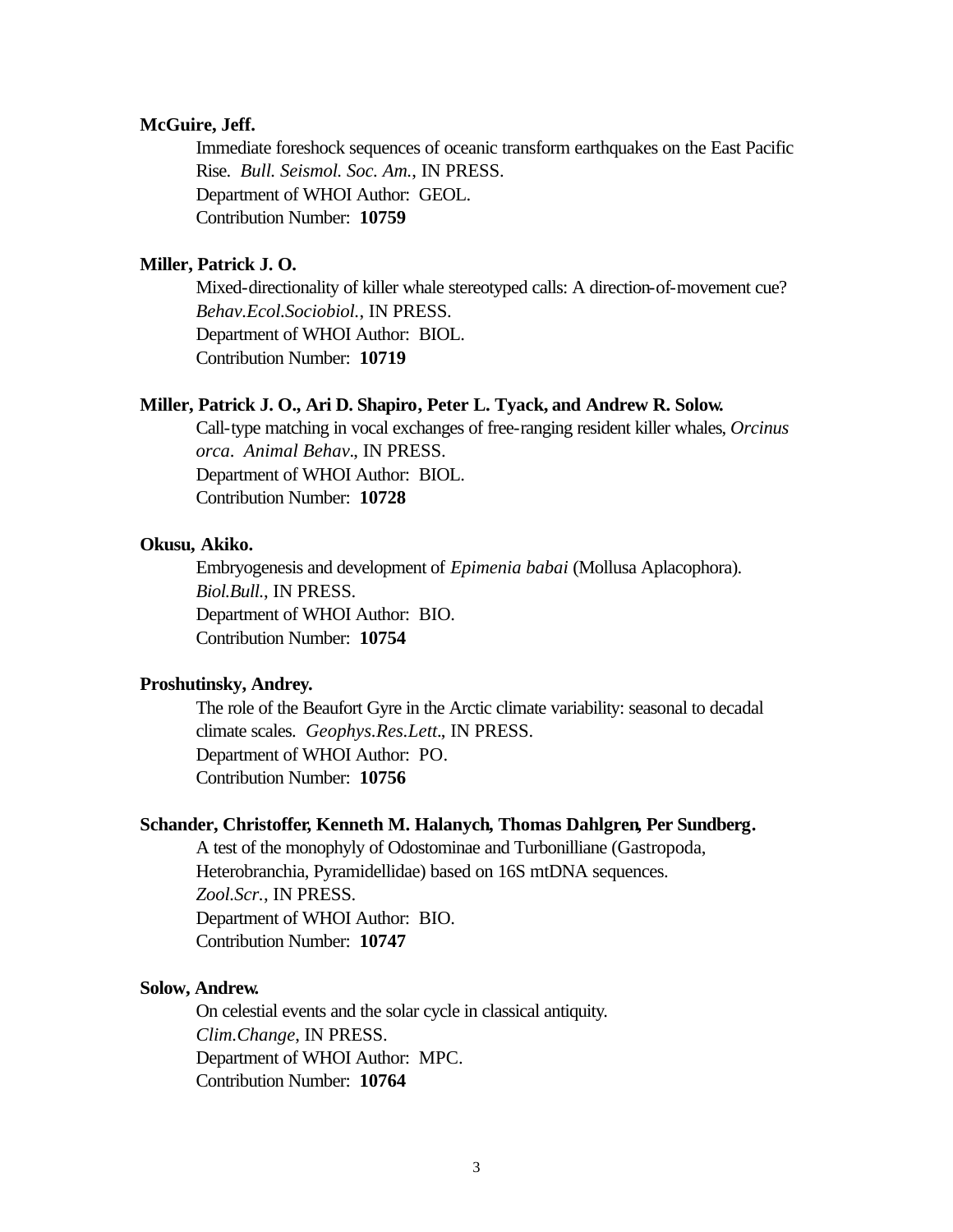**McGuire, Jeff.**

Immediate foreshock sequences of oceanic transform earthquakes on the East Pacific Rise. *Bull. Seismol. Soc. Am.*, IN PRESS.
Department of WHOI Author: GEOL.
Contribution Number: **10759**

**Miller, Patrick J. O.**

Mixed-directionality of killer whale stereotyped calls: A direction-of-movement cue? *Behav.Ecol.Sociobiol.*, IN PRESS.
Department of WHOI Author: BIOL.
Contribution Number: **10719**

**Miller, Patrick J. O., Ari D. Shapiro, Peter L. Tyack, and Andrew R. Solow.**

Call-type matching in vocal exchanges of free-ranging resident killer whales, *Orcinus orca*. *Animal Behav*., IN PRESS.
Department of WHOI Author: BIOL.
Contribution Number: **10728**

**Okusu, Akiko.**

Embryogenesis and development of *Epimenia babai* (Mollusa Aplacophora). *Biol.Bull.*, IN PRESS.
Department of WHOI Author: BIO.
Contribution Number: **10754**

**Proshutinsky, Andrey.**

The role of the Beaufort Gyre in the Arctic climate variability: seasonal to decadal climate scales. *Geophys.Res.Lett*., IN PRESS.
Department of WHOI Author: PO.
Contribution Number: **10756**

**Schander, Christoffer, Kenneth M. Halanych, Thomas Dahlgren, Per Sundberg.**

A test of the monophyly of Odostominae and Turbonilliane (Gastropoda, Heterobranchia, Pyramidellidae) based on 16S mtDNA sequences. *Zool.Scr.*, IN PRESS.
Department of WHOI Author: BIO.
Contribution Number: **10747**

**Solow, Andrew.**

On celestial events and the solar cycle in classical antiquity. *Clim.Change*, IN PRESS.
Department of WHOI Author: MPC.
Contribution Number: **10764**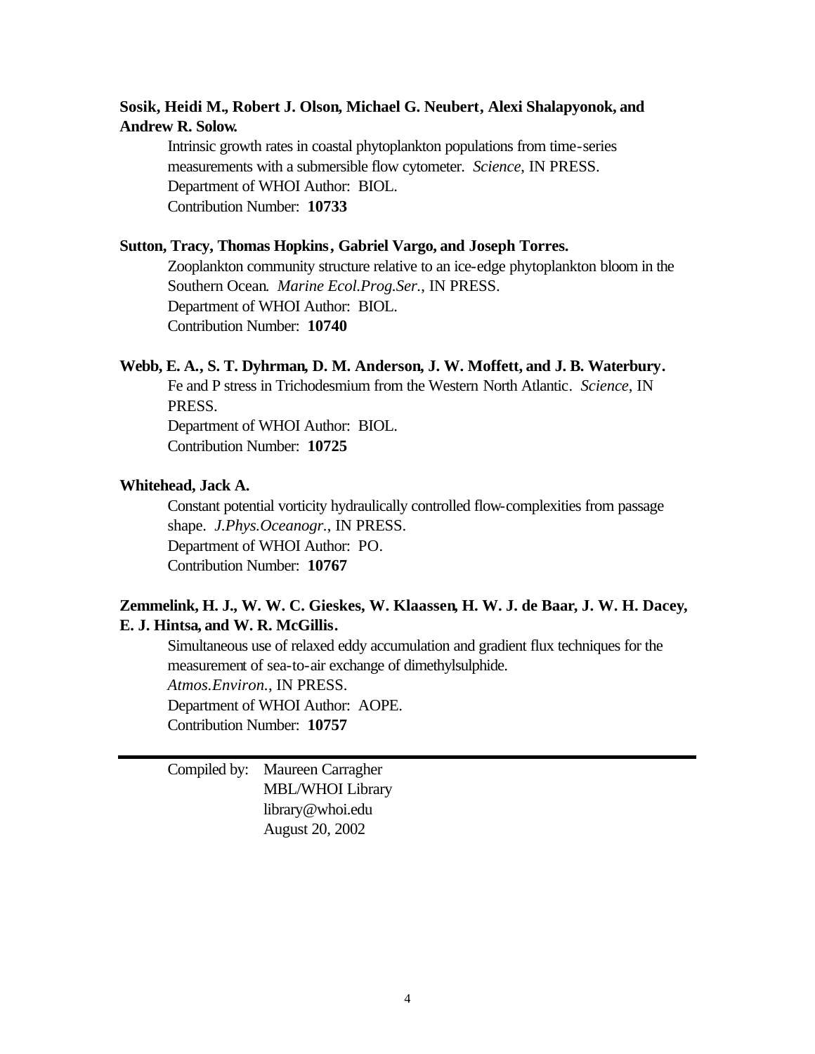**Sosik, Heidi M., Robert J. Olson, Michael G. Neubert, Alexi Shalapyonok, and Andrew R. Solow.**

Intrinsic growth rates in coastal phytoplankton populations from time-series measurements with a submersible flow cytometer. *Science*, IN PRESS.
Department of WHOI Author: BIOL.
Contribution Number: **10733**

**Sutton, Tracy, Thomas Hopkins, Gabriel Vargo, and Joseph Torres.**

Zooplankton community structure relative to an ice-edge phytoplankton bloom in the Southern Ocean. *Marine Ecol.Prog.Ser.*, IN PRESS.
Department of WHOI Author: BIOL.
Contribution Number: **10740**

**Webb, E. A., S. T. Dyhrman, D. M. Anderson, J. W. Moffett, and J. B. Waterbury.**

Fe and P stress in Trichodesmium from the Western North Atlantic. *Science*, IN PRESS.
Department of WHOI Author: BIOL.
Contribution Number: **10725**

**Whitehead, Jack A.**

Constant potential vorticity hydraulically controlled flow-complexities from passage shape. *J.Phys.Oceanogr.*, IN PRESS.
Department of WHOI Author: PO.
Contribution Number: **10767**

**Zemmelink, H. J., W. W. C. Gieskes, W. Klaassen, H. W. J. de Baar, J. W. H. Dacey, E. J. Hintsa, and W. R. McGillis.**

Simultaneous use of relaxed eddy accumulation and gradient flux techniques for the measurement of sea-to-air exchange of dimethylsulphide. *Atmos.Environ.*, IN PRESS.
Department of WHOI Author: AOPE.
Contribution Number: **10757**

---

Compiled by: Maureen Carragher
MBL/WHOI Library
library@whoi.edu
August 20, 2002